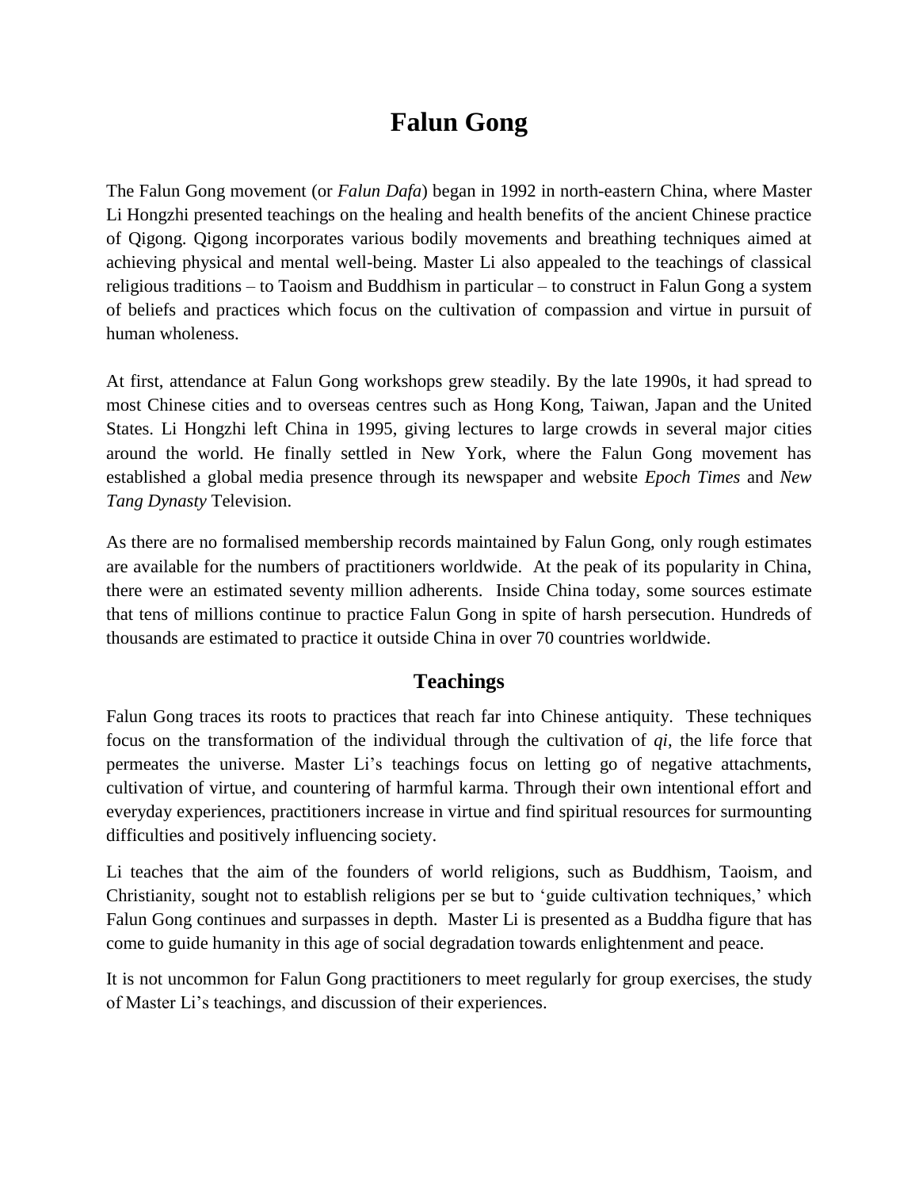# Falun Gong

The Falun Gong movement (or *Falun Dafa*) began in 1992 in north-eastern China, where Master Li Hongzhi presented teachings on the healing and health benefits of the ancient Chinese practice of Qigong. Qigong incorporates various bodily movements and breathing techniques aimed at achieving physical and mental well-being. Master Li also appealed to the teachings of classical religious traditions – to Taoism and Buddhism in particular – to construct in Falun Gong a system of beliefs and practices which focus on the cultivation of compassion and virtue in pursuit of human wholeness.

At first, attendance at Falun Gong workshops grew steadily. By the late 1990s, it had spread to most Chinese cities and to overseas centres such as Hong Kong, Taiwan, Japan and the United States. Li Hongzhi left China in 1995, giving lectures to large crowds in several major cities around the world. He finally settled in New York, where the Falun Gong movement has established a global media presence through its newspaper and website *Epoch Times* and *New Tang Dynasty* Television.

As there are no formalised membership records maintained by Falun Gong, only rough estimates are available for the numbers of practitioners worldwide. At the peak of its popularity in China, there were an estimated seventy million adherents. Inside China today, some sources estimate that tens of millions continue to practice Falun Gong in spite of harsh persecution. Hundreds of thousands are estimated to practice it outside China in over 70 countries worldwide.

## Teachings

Falun Gong traces its roots to practices that reach far into Chinese antiquity. These techniques focus on the transformation of the individual through the cultivation of *qi*, the life force that permeates the universe. Master Li's teachings focus on letting go of negative attachments, cultivation of virtue, and countering of harmful karma. Through their own intentional effort and everyday experiences, practitioners increase in virtue and find spiritual resources for surmounting difficulties and positively influencing society.

Li teaches that the aim of the founders of world religions, such as Buddhism, Taoism, and Christianity, sought not to establish religions per se but to 'guide cultivation techniques,' which Falun Gong continues and surpasses in depth. Master Li is presented as a Buddha figure that has come to guide humanity in this age of social degradation towards enlightenment and peace.

It is not uncommon for Falun Gong practitioners to meet regularly for group exercises, the study of Master Li's teachings, and discussion of their experiences.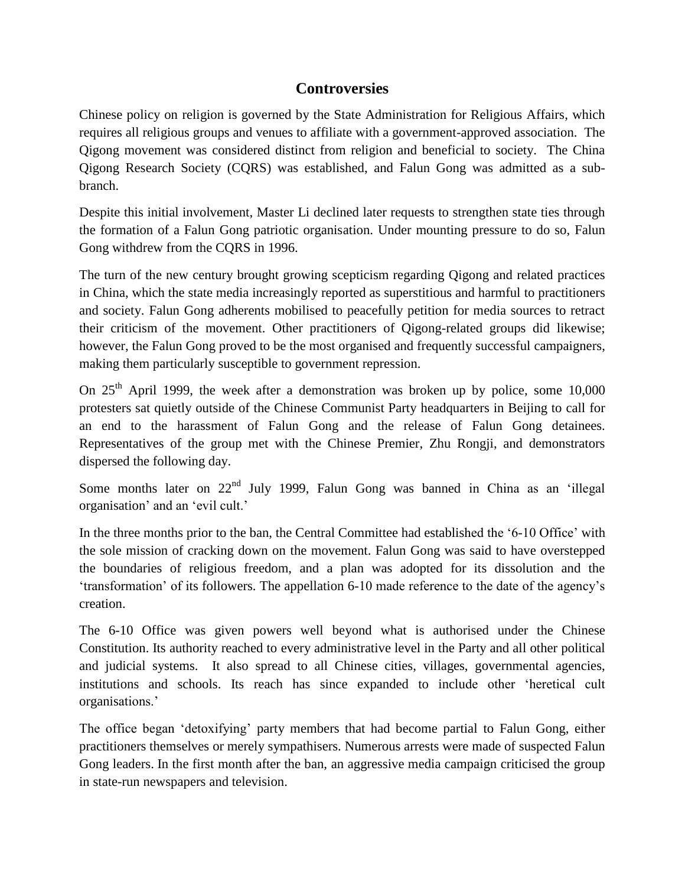## Controversies

Chinese policy on religion is governed by the State Administration for Religious Affairs, which requires all religious groups and venues to affiliate with a government-approved association. The Qigong movement was considered distinct from religion and beneficial to society. The China Qigong Research Society (CQRS) was established, and Falun Gong was admitted as a sub-branch.

Despite this initial involvement, Master Li declined later requests to strengthen state ties through the formation of a Falun Gong patriotic organisation. Under mounting pressure to do so, Falun Gong withdrew from the CQRS in 1996.

The turn of the new century brought growing scepticism regarding Qigong and related practices in China, which the state media increasingly reported as superstitious and harmful to practitioners and society. Falun Gong adherents mobilised to peacefully petition for media sources to retract their criticism of the movement. Other practitioners of Qigong-related groups did likewise; however, the Falun Gong proved to be the most organised and frequently successful campaigners, making them particularly susceptible to government repression.

On 25th April 1999, the week after a demonstration was broken up by police, some 10,000 protesters sat quietly outside of the Chinese Communist Party headquarters in Beijing to call for an end to the harassment of Falun Gong and the release of Falun Gong detainees. Representatives of the group met with the Chinese Premier, Zhu Rongji, and demonstrators dispersed the following day.

Some months later on 22nd July 1999, Falun Gong was banned in China as an 'illegal organisation' and an 'evil cult.'

In the three months prior to the ban, the Central Committee had established the '6-10 Office' with the sole mission of cracking down on the movement. Falun Gong was said to have overstepped the boundaries of religious freedom, and a plan was adopted for its dissolution and the 'transformation' of its followers. The appellation 6-10 made reference to the date of the agency's creation.

The 6-10 Office was given powers well beyond what is authorised under the Chinese Constitution. Its authority reached to every administrative level in the Party and all other political and judicial systems. It also spread to all Chinese cities, villages, governmental agencies, institutions and schools. Its reach has since expanded to include other 'heretical cult organisations.'

The office began 'detoxifying' party members that had become partial to Falun Gong, either practitioners themselves or merely sympathisers. Numerous arrests were made of suspected Falun Gong leaders. In the first month after the ban, an aggressive media campaign criticised the group in state-run newspapers and television.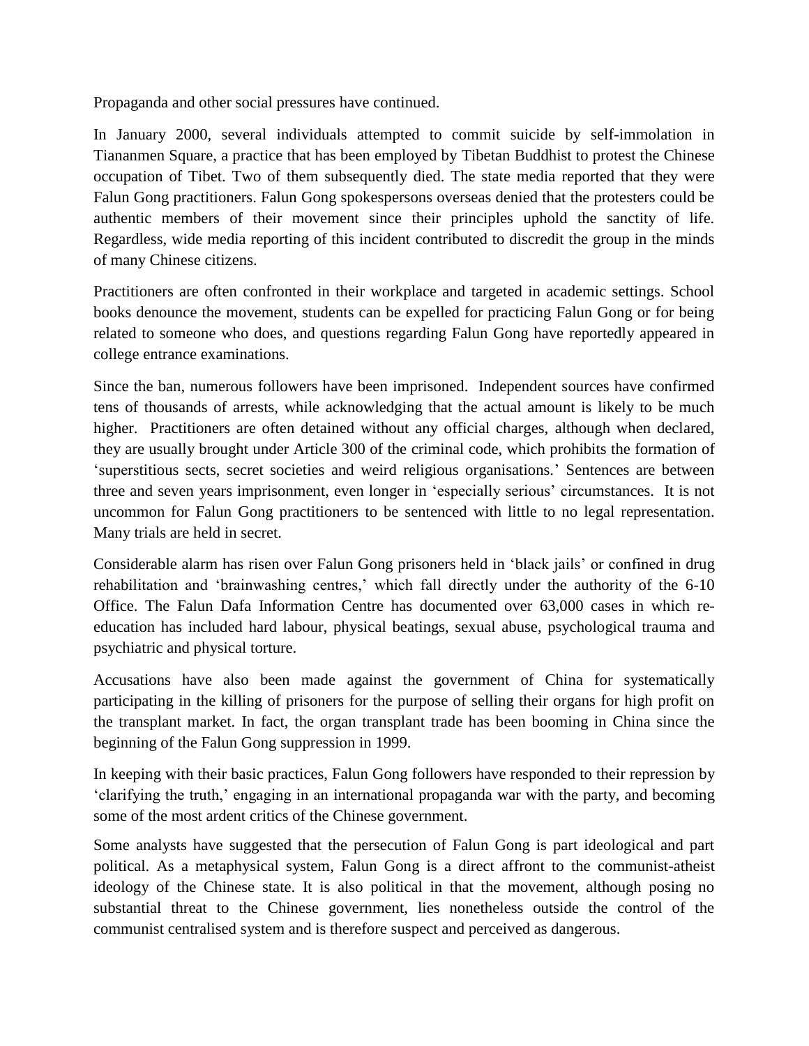Propaganda and other social pressures have continued.

In January 2000, several individuals attempted to commit suicide by self-immolation in Tiananmen Square, a practice that has been employed by Tibetan Buddhist to protest the Chinese occupation of Tibet. Two of them subsequently died. The state media reported that they were Falun Gong practitioners. Falun Gong spokespersons overseas denied that the protesters could be authentic members of their movement since their principles uphold the sanctity of life. Regardless, wide media reporting of this incident contributed to discredit the group in the minds of many Chinese citizens.

Practitioners are often confronted in their workplace and targeted in academic settings. School books denounce the movement, students can be expelled for practicing Falun Gong or for being related to someone who does, and questions regarding Falun Gong have reportedly appeared in college entrance examinations.

Since the ban, numerous followers have been imprisoned. Independent sources have confirmed tens of thousands of arrests, while acknowledging that the actual amount is likely to be much higher. Practitioners are often detained without any official charges, although when declared, they are usually brought under Article 300 of the criminal code, which prohibits the formation of 'superstitious sects, secret societies and weird religious organisations.' Sentences are between three and seven years imprisonment, even longer in 'especially serious' circumstances. It is not uncommon for Falun Gong practitioners to be sentenced with little to no legal representation. Many trials are held in secret.

Considerable alarm has risen over Falun Gong prisoners held in 'black jails' or confined in drug rehabilitation and 'brainwashing centres,' which fall directly under the authority of the 6-10 Office. The Falun Dafa Information Centre has documented over 63,000 cases in which re-education has included hard labour, physical beatings, sexual abuse, psychological trauma and psychiatric and physical torture.

Accusations have also been made against the government of China for systematically participating in the killing of prisoners for the purpose of selling their organs for high profit on the transplant market. In fact, the organ transplant trade has been booming in China since the beginning of the Falun Gong suppression in 1999.

In keeping with their basic practices, Falun Gong followers have responded to their repression by 'clarifying the truth,' engaging in an international propaganda war with the party, and becoming some of the most ardent critics of the Chinese government.

Some analysts have suggested that the persecution of Falun Gong is part ideological and part political. As a metaphysical system, Falun Gong is a direct affront to the communist-atheist ideology of the Chinese state. It is also political in that the movement, although posing no substantial threat to the Chinese government, lies nonetheless outside the control of the communist centralised system and is therefore suspect and perceived as dangerous.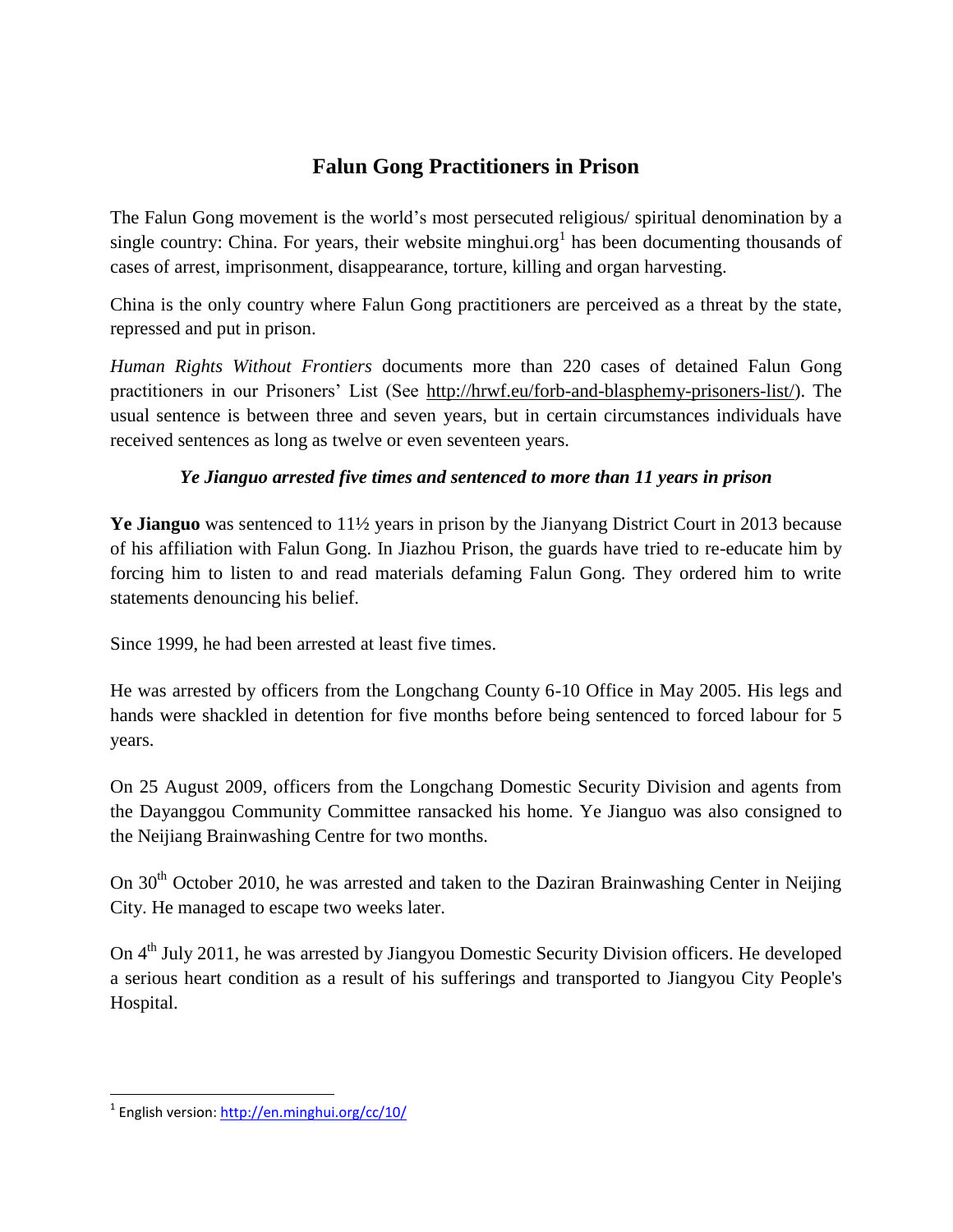# Falun Gong Practitioners in Prison

The Falun Gong movement is the world's most persecuted religious/ spiritual denomination by a single country: China. For years, their website minghui.org[1] has been documenting thousands of cases of arrest, imprisonment, disappearance, torture, killing and organ harvesting.

China is the only country where Falun Gong practitioners are perceived as a threat by the state, repressed and put in prison.

*Human Rights Without Frontiers* documents more than 220 cases of detained Falun Gong practitioners in our Prisoners' List (See http://hrwf.eu/forb-and-blasphemy-prisoners-list/). The usual sentence is between three and seven years, but in certain circumstances individuals have received sentences as long as twelve or even seventeen years.

***Ye Jianguo arrested five times and sentenced to more than 11 years in prison***

**Ye Jianguo** was sentenced to 11½ years in prison by the Jianyang District Court in 2013 because of his affiliation with Falun Gong. In Jiazhou Prison, the guards have tried to re-educate him by forcing him to listen to and read materials defaming Falun Gong. They ordered him to write statements denouncing his belief.

Since 1999, he had been arrested at least five times.

He was arrested by officers from the Longchang County 6-10 Office in May 2005. His legs and hands were shackled in detention for five months before being sentenced to forced labour for 5 years.

On 25 August 2009, officers from the Longchang Domestic Security Division and agents from the Dayanggou Community Committee ransacked his home. Ye Jianguo was also consigned to the Neijiang Brainwashing Centre for two months.

On 30th October 2010, he was arrested and taken to the Daziran Brainwashing Center in Neijing City. He managed to escape two weeks later.

On 4th July 2011, he was arrested by Jiangyou Domestic Security Division officers. He developed a serious heart condition as a result of his sufferings and transported to Jiangyou City People's Hospital.

---

[1] English version: http://en.minghui.org/cc/10/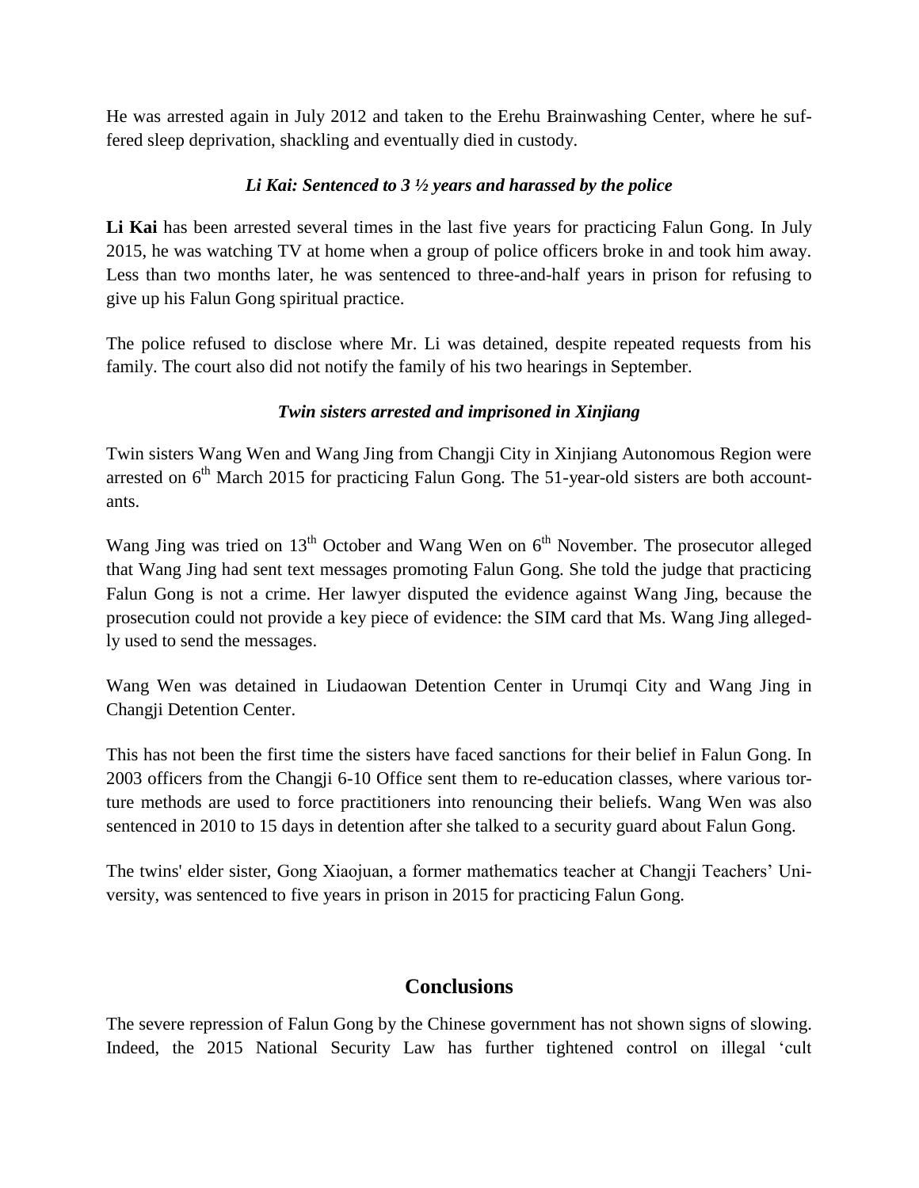He was arrested again in July 2012 and taken to the Erehu Brainwashing Center, where he suffered sleep deprivation, shackling and eventually died in custody.

### *Li Kai: Sentenced to 3 ½ years and harassed by the police*

**Li Kai** has been arrested several times in the last five years for practicing Falun Gong. In July 2015, he was watching TV at home when a group of police officers broke in and took him away. Less than two months later, he was sentenced to three-and-half years in prison for refusing to give up his Falun Gong spiritual practice.

The police refused to disclose where Mr. Li was detained, despite repeated requests from his family. The court also did not notify the family of his two hearings in September.

### *Twin sisters arrested and imprisoned in Xinjiang*

Twin sisters Wang Wen and Wang Jing from Changji City in Xinjiang Autonomous Region were arrested on 6th March 2015 for practicing Falun Gong. The 51-year-old sisters are both accountants.

Wang Jing was tried on 13th October and Wang Wen on 6th November. The prosecutor alleged that Wang Jing had sent text messages promoting Falun Gong. She told the judge that practicing Falun Gong is not a crime. Her lawyer disputed the evidence against Wang Jing, because the prosecution could not provide a key piece of evidence: the SIM card that Ms. Wang Jing allegedly used to send the messages.

Wang Wen was detained in Liudaowan Detention Center in Urumqi City and Wang Jing in Changji Detention Center.

This has not been the first time the sisters have faced sanctions for their belief in Falun Gong. In 2003 officers from the Changji 6-10 Office sent them to re-education classes, where various torture methods are used to force practitioners into renouncing their beliefs. Wang Wen was also sentenced in 2010 to 15 days in detention after she talked to a security guard about Falun Gong.

The twins' elder sister, Gong Xiaojuan, a former mathematics teacher at Changji Teachers' University, was sentenced to five years in prison in 2015 for practicing Falun Gong.

## Conclusions

The severe repression of Falun Gong by the Chinese government has not shown signs of slowing. Indeed, the 2015 National Security Law has further tightened control on illegal 'cult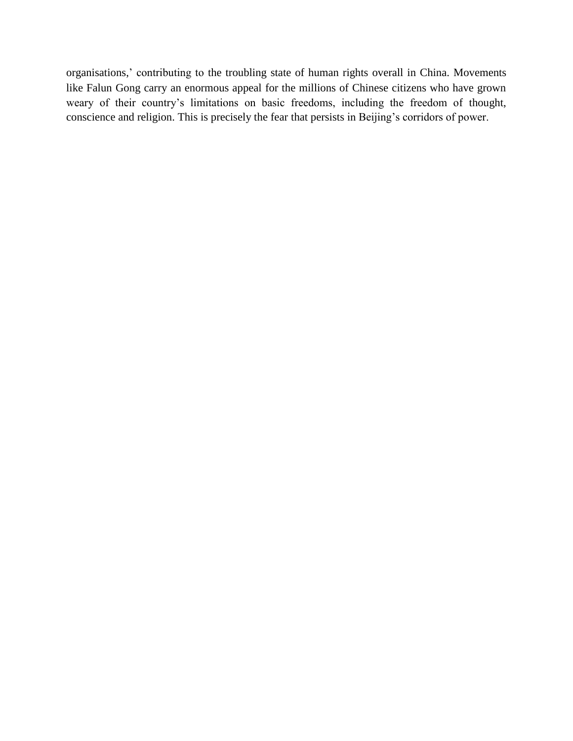organisations,' contributing to the troubling state of human rights overall in China. Movements like Falun Gong carry an enormous appeal for the millions of Chinese citizens who have grown weary of their country's limitations on basic freedoms, including the freedom of thought, conscience and religion. This is precisely the fear that persists in Beijing's corridors of power.